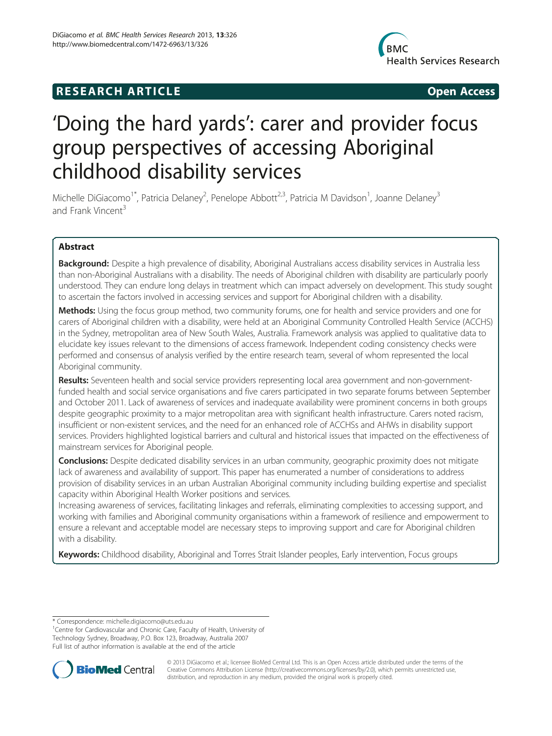# RESEARCH ARTICLE

**Open Access**

# 'Doing the hard yards': carer and provider focus group perspectives of accessing Aboriginal childhood disability services

Michelle DiGiacomo[1*], Patricia Delaney[2], Penelope Abbott[2,3], Patricia M Davidson[1], Joanne Delaney[3] and Frank Vincent[3]

## Abstract

**Background:** Despite a high prevalence of disability, Aboriginal Australians access disability services in Australia less than non-Aboriginal Australians with a disability. The needs of Aboriginal children with disability are particularly poorly understood. They can endure long delays in treatment which can impact adversely on development. This study sought to ascertain the factors involved in accessing services and support for Aboriginal children with a disability.

**Methods:** Using the focus group method, two community forums, one for health and service providers and one for carers of Aboriginal children with a disability, were held at an Aboriginal Community Controlled Health Service (ACCHS) in the Sydney, metropolitan area of New South Wales, Australia. Framework analysis was applied to qualitative data to elucidate key issues relevant to the dimensions of access framework. Independent coding consistency checks were performed and consensus of analysis verified by the entire research team, several of whom represented the local Aboriginal community.

**Results:** Seventeen health and social service providers representing local area government and non-government-funded health and social service organisations and five carers participated in two separate forums between September and October 2011. Lack of awareness of services and inadequate availability were prominent concerns in both groups despite geographic proximity to a major metropolitan area with significant health infrastructure. Carers noted racism, insufficient or non-existent services, and the need for an enhanced role of ACCHSs and AHWs in disability support services. Providers highlighted logistical barriers and cultural and historical issues that impacted on the effectiveness of mainstream services for Aboriginal people.

**Conclusions:** Despite dedicated disability services in an urban community, geographic proximity does not mitigate lack of awareness and availability of support. This paper has enumerated a number of considerations to address provision of disability services in an urban Australian Aboriginal community including building expertise and specialist capacity within Aboriginal Health Worker positions and services.

Increasing awareness of services, facilitating linkages and referrals, eliminating complexities to accessing support, and working with families and Aboriginal community organisations within a framework of resilience and empowerment to ensure a relevant and acceptable model are necessary steps to improving support and care for Aboriginal children with a disability.

**Keywords:** Childhood disability, Aboriginal and Torres Strait Islander peoples, Early intervention, Focus groups

---

\* Correspondence: michelle.digiacomo@uts.edu.au
[1]Centre for Cardiovascular and Chronic Care, Faculty of Health, University of Technology Sydney, Broadway, P.O. Box 123, Broadway, Australia 2007
Full list of author information is available at the end of the article

© 2013 DiGiacomo et al.; licensee BioMed Central Ltd. This is an Open Access article distributed under the terms of the Creative Commons Attribution License (http://creativecommons.org/licenses/by/2.0), which permits unrestricted use, distribution, and reproduction in any medium, provided the original work is properly cited.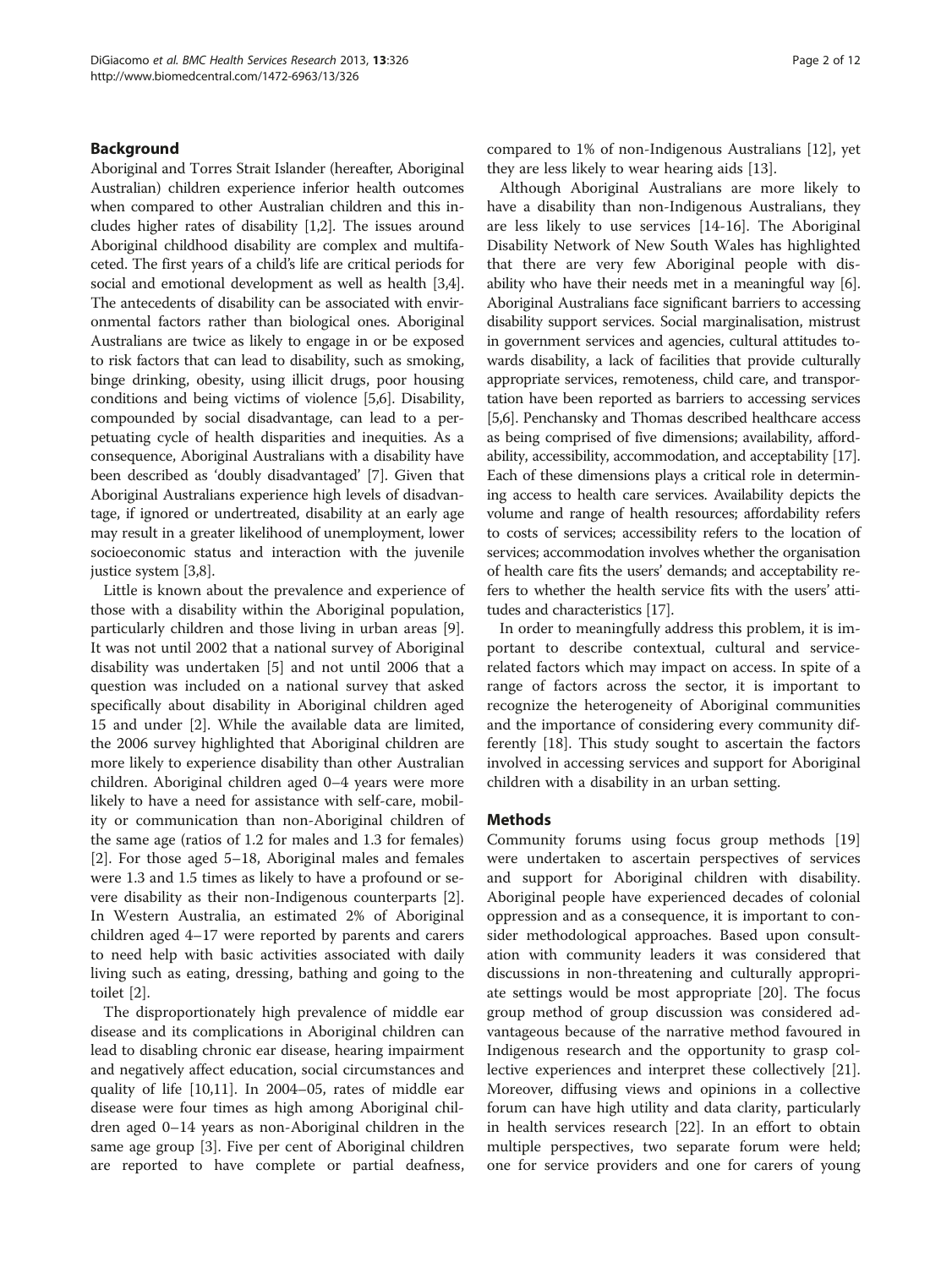## Background

Aboriginal and Torres Strait Islander (hereafter, Aboriginal Australian) children experience inferior health outcomes when compared to other Australian children and this includes higher rates of disability [1,2]. The issues around Aboriginal childhood disability are complex and multifaceted. The first years of a child's life are critical periods for social and emotional development as well as health [3,4]. The antecedents of disability can be associated with environmental factors rather than biological ones. Aboriginal Australians are twice as likely to engage in or be exposed to risk factors that can lead to disability, such as smoking, binge drinking, obesity, using illicit drugs, poor housing conditions and being victims of violence [5,6]. Disability, compounded by social disadvantage, can lead to a perpetuating cycle of health disparities and inequities. As a consequence, Aboriginal Australians with a disability have been described as 'doubly disadvantaged' [7]. Given that Aboriginal Australians experience high levels of disadvantage, if ignored or undertreated, disability at an early age may result in a greater likelihood of unemployment, lower socioeconomic status and interaction with the juvenile justice system [3,8].

Little is known about the prevalence and experience of those with a disability within the Aboriginal population, particularly children and those living in urban areas [9]. It was not until 2002 that a national survey of Aboriginal disability was undertaken [5] and not until 2006 that a question was included on a national survey that asked specifically about disability in Aboriginal children aged 15 and under [2]. While the available data are limited, the 2006 survey highlighted that Aboriginal children are more likely to experience disability than other Australian children. Aboriginal children aged 0–4 years were more likely to have a need for assistance with self-care, mobility or communication than non-Aboriginal children of the same age (ratios of 1.2 for males and 1.3 for females) [2]. For those aged 5–18, Aboriginal males and females were 1.3 and 1.5 times as likely to have a profound or severe disability as their non-Indigenous counterparts [2]. In Western Australia, an estimated 2% of Aboriginal children aged 4–17 were reported by parents and carers to need help with basic activities associated with daily living such as eating, dressing, bathing and going to the toilet [2].

The disproportionately high prevalence of middle ear disease and its complications in Aboriginal children can lead to disabling chronic ear disease, hearing impairment and negatively affect education, social circumstances and quality of life [10,11]. In 2004–05, rates of middle ear disease were four times as high among Aboriginal children aged 0–14 years as non-Aboriginal children in the same age group [3]. Five per cent of Aboriginal children are reported to have complete or partial deafness, compared to 1% of non-Indigenous Australians [12], yet they are less likely to wear hearing aids [13].

Although Aboriginal Australians are more likely to have a disability than non-Indigenous Australians, they are less likely to use services [14-16]. The Aboriginal Disability Network of New South Wales has highlighted that there are very few Aboriginal people with disability who have their needs met in a meaningful way [6]. Aboriginal Australians face significant barriers to accessing disability support services. Social marginalisation, mistrust in government services and agencies, cultural attitudes towards disability, a lack of facilities that provide culturally appropriate services, remoteness, child care, and transportation have been reported as barriers to accessing services [5,6]. Penchansky and Thomas described healthcare access as being comprised of five dimensions; availability, affordability, accessibility, accommodation, and acceptability [17]. Each of these dimensions plays a critical role in determining access to health care services. Availability depicts the volume and range of health resources; affordability refers to costs of services; accessibility refers to the location of services; accommodation involves whether the organisation of health care fits the users' demands; and acceptability refers to whether the health service fits with the users' attitudes and characteristics [17].

In order to meaningfully address this problem, it is important to describe contextual, cultural and service-related factors which may impact on access. In spite of a range of factors across the sector, it is important to recognize the heterogeneity of Aboriginal communities and the importance of considering every community differently [18]. This study sought to ascertain the factors involved in accessing services and support for Aboriginal children with a disability in an urban setting.

## Methods

Community forums using focus group methods [19] were undertaken to ascertain perspectives of services and support for Aboriginal children with disability. Aboriginal people have experienced decades of colonial oppression and as a consequence, it is important to consider methodological approaches. Based upon consultation with community leaders it was considered that discussions in non-threatening and culturally appropriate settings would be most appropriate [20]. The focus group method of group discussion was considered advantageous because of the narrative method favoured in Indigenous research and the opportunity to grasp collective experiences and interpret these collectively [21]. Moreover, diffusing views and opinions in a collective forum can have high utility and data clarity, particularly in health services research [22]. In an effort to obtain multiple perspectives, two separate forum were held; one for service providers and one for carers of young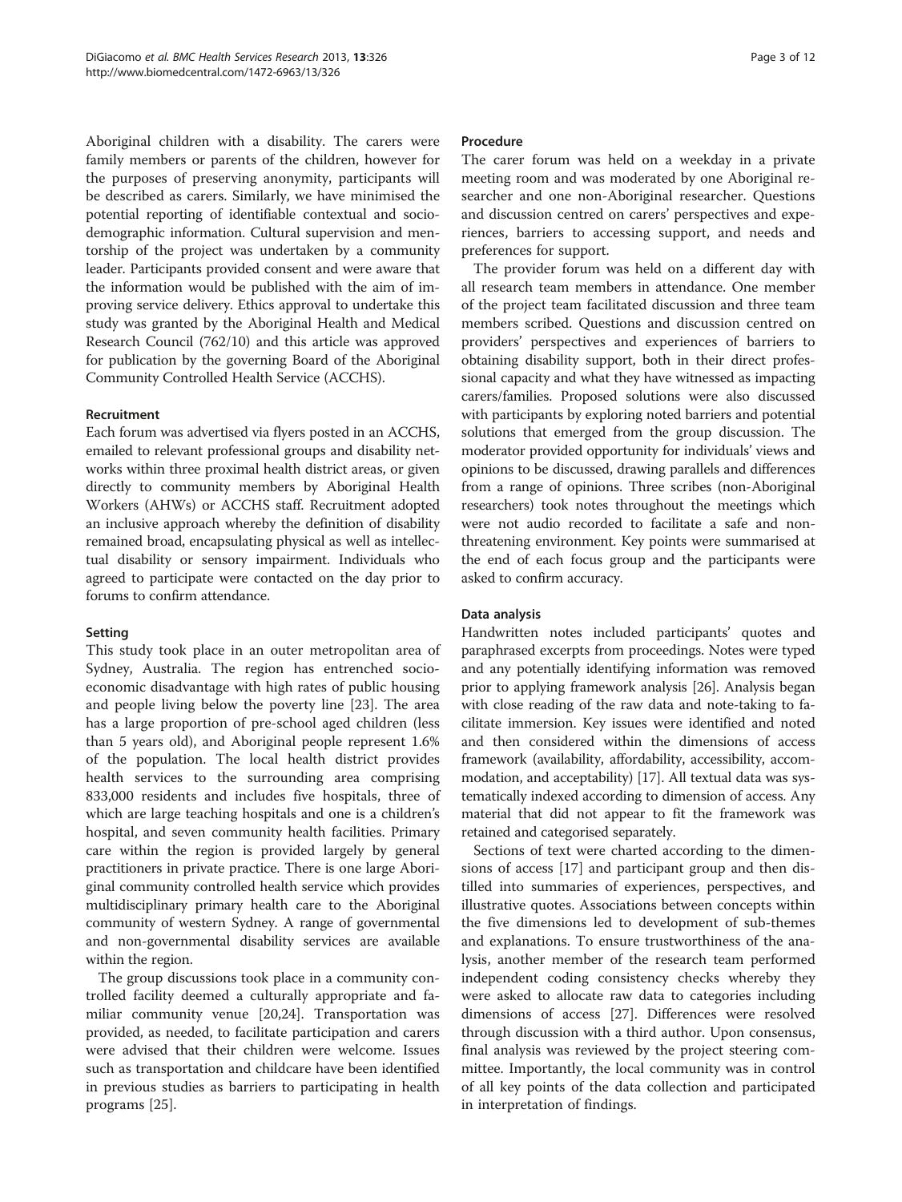Aboriginal children with a disability. The carers were family members or parents of the children, however for the purposes of preserving anonymity, participants will be described as carers. Similarly, we have minimised the potential reporting of identifiable contextual and socio-demographic information. Cultural supervision and mentorship of the project was undertaken by a community leader. Participants provided consent and were aware that the information would be published with the aim of improving service delivery. Ethics approval to undertake this study was granted by the Aboriginal Health and Medical Research Council (762/10) and this article was approved for publication by the governing Board of the Aboriginal Community Controlled Health Service (ACCHS).

### Recruitment

Each forum was advertised via flyers posted in an ACCHS, emailed to relevant professional groups and disability networks within three proximal health district areas, or given directly to community members by Aboriginal Health Workers (AHWs) or ACCHS staff. Recruitment adopted an inclusive approach whereby the definition of disability remained broad, encapsulating physical as well as intellectual disability or sensory impairment. Individuals who agreed to participate were contacted on the day prior to forums to confirm attendance.

### Setting

This study took place in an outer metropolitan area of Sydney, Australia. The region has entrenched socio-economic disadvantage with high rates of public housing and people living below the poverty line [23]. The area has a large proportion of pre-school aged children (less than 5 years old), and Aboriginal people represent 1.6% of the population. The local health district provides health services to the surrounding area comprising 833,000 residents and includes five hospitals, three of which are large teaching hospitals and one is a children's hospital, and seven community health facilities. Primary care within the region is provided largely by general practitioners in private practice. There is one large Aboriginal community controlled health service which provides multidisciplinary primary health care to the Aboriginal community of western Sydney. A range of governmental and non-governmental disability services are available within the region.

The group discussions took place in a community controlled facility deemed a culturally appropriate and familiar community venue [20,24]. Transportation was provided, as needed, to facilitate participation and carers were advised that their children were welcome. Issues such as transportation and childcare have been identified in previous studies as barriers to participating in health programs [25].

### Procedure

The carer forum was held on a weekday in a private meeting room and was moderated by one Aboriginal researcher and one non-Aboriginal researcher. Questions and discussion centred on carers' perspectives and experiences, barriers to accessing support, and needs and preferences for support.

The provider forum was held on a different day with all research team members in attendance. One member of the project team facilitated discussion and three team members scribed. Questions and discussion centred on providers' perspectives and experiences of barriers to obtaining disability support, both in their direct professional capacity and what they have witnessed as impacting carers/families. Proposed solutions were also discussed with participants by exploring noted barriers and potential solutions that emerged from the group discussion. The moderator provided opportunity for individuals' views and opinions to be discussed, drawing parallels and differences from a range of opinions. Three scribes (non-Aboriginal researchers) took notes throughout the meetings which were not audio recorded to facilitate a safe and non-threatening environment. Key points were summarised at the end of each focus group and the participants were asked to confirm accuracy.

### Data analysis

Handwritten notes included participants' quotes and paraphrased excerpts from proceedings. Notes were typed and any potentially identifying information was removed prior to applying framework analysis [26]. Analysis began with close reading of the raw data and note-taking to facilitate immersion. Key issues were identified and noted and then considered within the dimensions of access framework (availability, affordability, accessibility, accommodation, and acceptability) [17]. All textual data was systematically indexed according to dimension of access. Any material that did not appear to fit the framework was retained and categorised separately.

Sections of text were charted according to the dimensions of access [17] and participant group and then distilled into summaries of experiences, perspectives, and illustrative quotes. Associations between concepts within the five dimensions led to development of sub-themes and explanations. To ensure trustworthiness of the analysis, another member of the research team performed independent coding consistency checks whereby they were asked to allocate raw data to categories including dimensions of access [27]. Differences were resolved through discussion with a third author. Upon consensus, final analysis was reviewed by the project steering committee. Importantly, the local community was in control of all key points of the data collection and participated in interpretation of findings.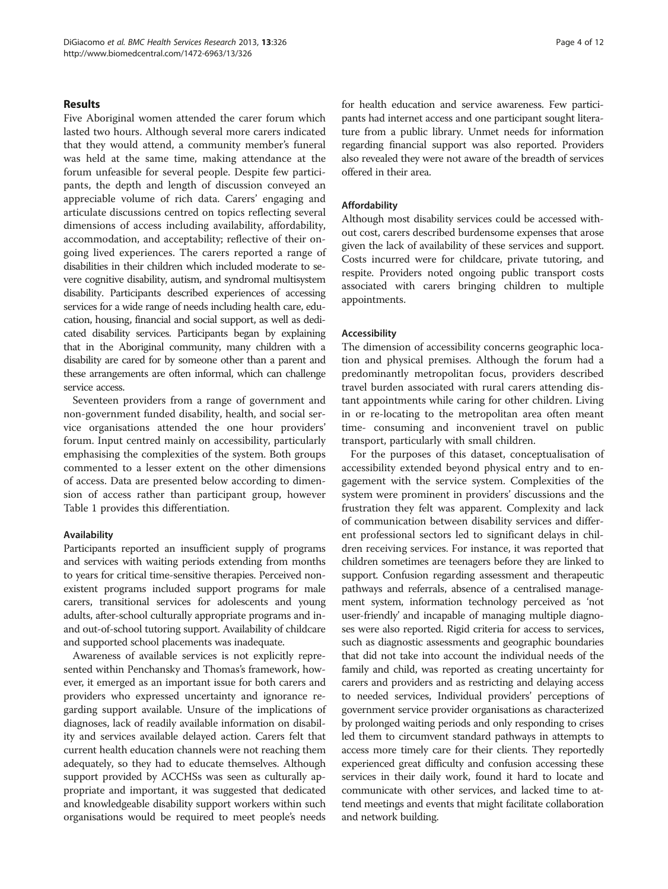## Results

Five Aboriginal women attended the carer forum which lasted two hours. Although several more carers indicated that they would attend, a community member's funeral was held at the same time, making attendance at the forum unfeasible for several people. Despite few participants, the depth and length of discussion conveyed an appreciable volume of rich data. Carers' engaging and articulate discussions centred on topics reflecting several dimensions of access including availability, affordability, accommodation, and acceptability; reflective of their ongoing lived experiences. The carers reported a range of disabilities in their children which included moderate to severe cognitive disability, autism, and syndromal multisystem disability. Participants described experiences of accessing services for a wide range of needs including health care, education, housing, financial and social support, as well as dedicated disability services. Participants began by explaining that in the Aboriginal community, many children with a disability are cared for by someone other than a parent and these arrangements are often informal, which can challenge service access.

Seventeen providers from a range of government and non-government funded disability, health, and social service organisations attended the one hour providers' forum. Input centred mainly on accessibility, particularly emphasising the complexities of the system. Both groups commented to a lesser extent on the other dimensions of access. Data are presented below according to dimension of access rather than participant group, however Table 1 provides this differentiation.

### Availability

Participants reported an insufficient supply of programs and services with waiting periods extending from months to years for critical time-sensitive therapies. Perceived nonexistent programs included support programs for male carers, transitional services for adolescents and young adults, after-school culturally appropriate programs and in- and out-of-school tutoring support. Availability of childcare and supported school placements was inadequate.

Awareness of available services is not explicitly represented within Penchansky and Thomas's framework, however, it emerged as an important issue for both carers and providers who expressed uncertainty and ignorance regarding support available. Unsure of the implications of diagnoses, lack of readily available information on disability and services available delayed action. Carers felt that current health education channels were not reaching them adequately, so they had to educate themselves. Although support provided by ACCHSs was seen as culturally appropriate and important, it was suggested that dedicated and knowledgeable disability support workers within such organisations would be required to meet people's needs for health education and service awareness. Few participants had internet access and one participant sought literature from a public library. Unmet needs for information regarding financial support was also reported. Providers also revealed they were not aware of the breadth of services offered in their area.

### Affordability

Although most disability services could be accessed without cost, carers described burdensome expenses that arose given the lack of availability of these services and support. Costs incurred were for childcare, private tutoring, and respite. Providers noted ongoing public transport costs associated with carers bringing children to multiple appointments.

### Accessibility

The dimension of accessibility concerns geographic location and physical premises. Although the forum had a predominantly metropolitan focus, providers described travel burden associated with rural carers attending distant appointments while caring for other children. Living in or re-locating to the metropolitan area often meant time- consuming and inconvenient travel on public transport, particularly with small children.

For the purposes of this dataset, conceptualisation of accessibility extended beyond physical entry and to engagement with the service system. Complexities of the system were prominent in providers' discussions and the frustration they felt was apparent. Complexity and lack of communication between disability services and different professional sectors led to significant delays in children receiving services. For instance, it was reported that children sometimes are teenagers before they are linked to support. Confusion regarding assessment and therapeutic pathways and referrals, absence of a centralised management system, information technology perceived as 'not user-friendly' and incapable of managing multiple diagnoses were also reported. Rigid criteria for access to services, such as diagnostic assessments and geographic boundaries that did not take into account the individual needs of the family and child, was reported as creating uncertainty for carers and providers and as restricting and delaying access to needed services, Individual providers' perceptions of government service provider organisations as characterized by prolonged waiting periods and only responding to crises led them to circumvent standard pathways in attempts to access more timely care for their clients. They reportedly experienced great difficulty and confusion accessing these services in their daily work, found it hard to locate and communicate with other services, and lacked time to attend meetings and events that might facilitate collaboration and network building.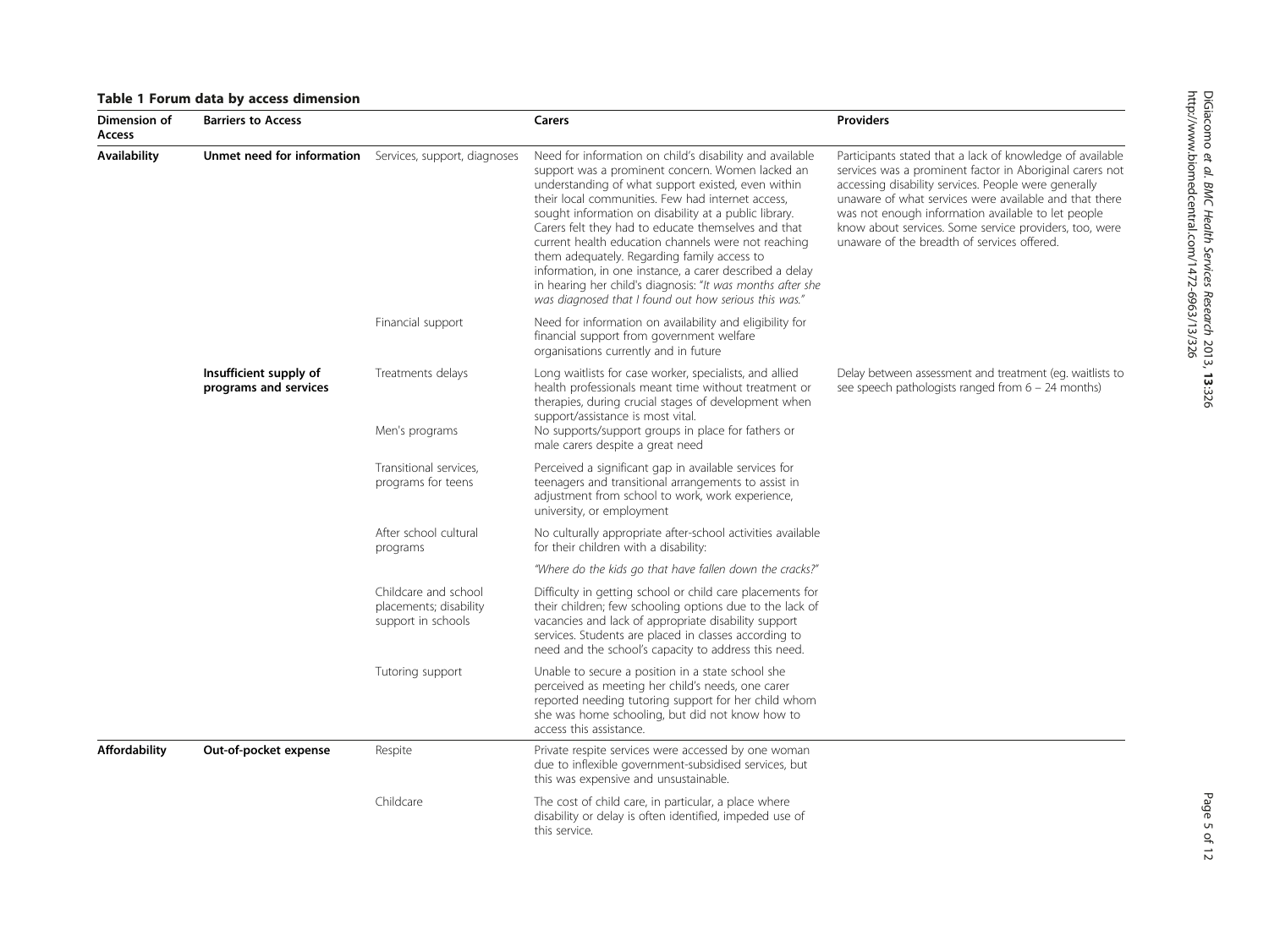**Table 1 Forum data by access dimension**

| Dimension of Access | Barriers to Access | | Carers | Providers |
|---|---|---|---|---|
| **Availability** | **Unmet need for information** | Services, support, diagnoses | Need for information on child's disability and available support was a prominent concern. Women lacked an understanding of what support existed, even within their local communities. Few had internet access, sought information on disability at a public library. Carers felt they had to educate themselves and that current health education channels were not reaching them adequately. Regarding family access to information, in one instance, a carer described a delay in hearing her child's diagnosis: "*It was months after she was diagnosed that I found out how serious this was.*" | Participants stated that a lack of knowledge of available services was a prominent factor in Aboriginal carers not accessing disability services. People were generally unaware of what services were available and that there was not enough information available to let people know about services. Some service providers, too, were unaware of the breadth of services offered. |
| | | Financial support | Need for information on availability and eligibility for financial support from government welfare organisations currently and in future | |
| | **Insufficient supply of programs and services** | Treatments delays | Long waitlists for case worker, specialists, and allied health professionals meant time without treatment or therapies, during crucial stages of development when support/assistance is most vital. | Delay between assessment and treatment (eg. waitlists to see speech pathologists ranged from 6 – 24 months) |
| | | Men's programs | No supports/support groups in place for fathers or male carers despite a great need | |
| | | Transitional services, programs for teens | Perceived a significant gap in available services for teenagers and transitional arrangements to assist in adjustment from school to work, work experience, university, or employment | |
| | | After school cultural programs | No culturally appropriate after-school activities available for their children with a disability: *"Where do the kids go that have fallen down the cracks?"* | |
| | | Childcare and school placements; disability support in schools | Difficulty in getting school or child care placements for their children; few schooling options due to the lack of vacancies and lack of appropriate disability support services. Students are placed in classes according to need and the school's capacity to address this need. | |
| | | Tutoring support | Unable to secure a position in a state school she perceived as meeting her child's needs, one carer reported needing tutoring support for her child whom she was home schooling, but did not know how to access this assistance. | |
| **Affordability** | **Out-of-pocket expense** | Respite | Private respite services were accessed by one woman due to inflexible government-subsidised services, but this was expensive and unsustainable. | |
| | | Childcare | The cost of child care, in particular, a place where disability or delay is often identified, impeded use of this service. | |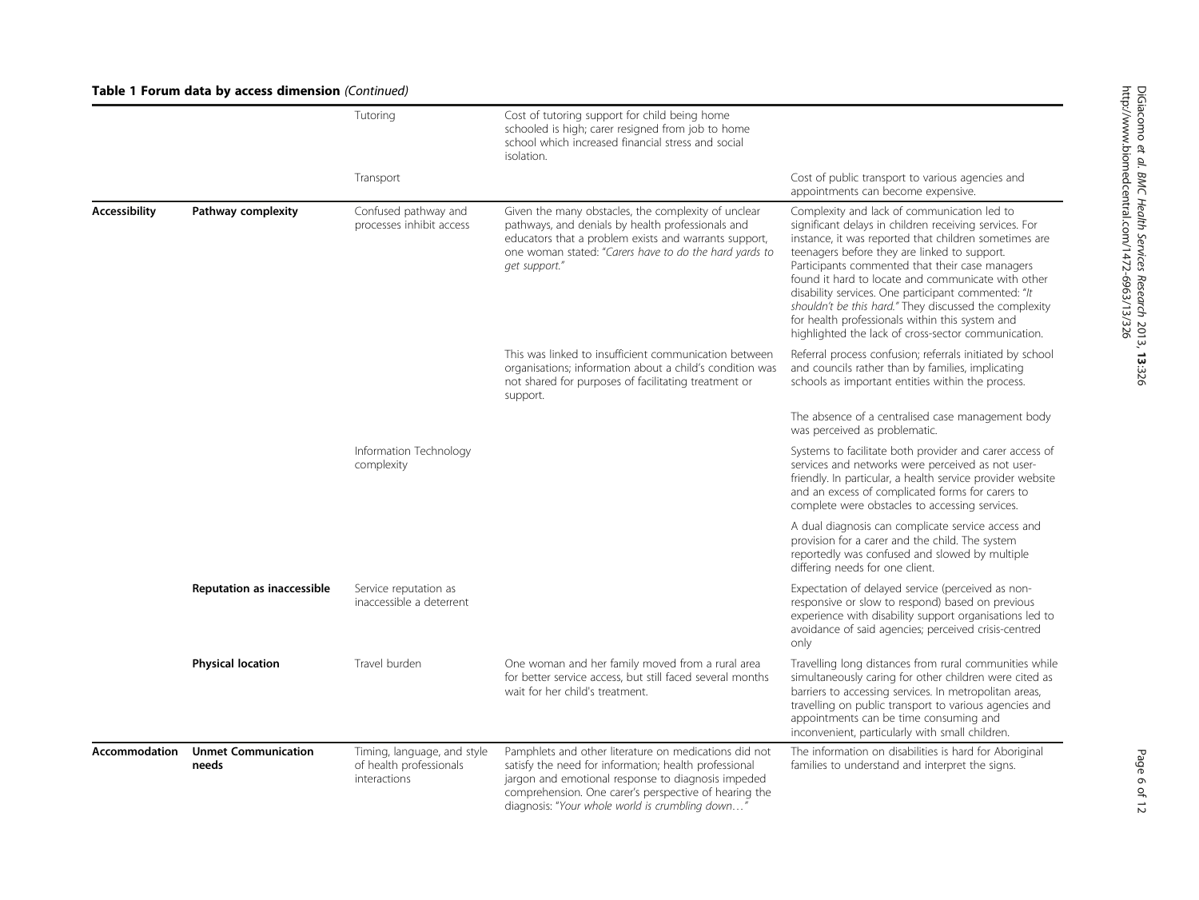**Table 1 Forum data by access dimension** *(Continued)*

| | | | | |
|---|---|---|---|---|
| | | Tutoring | Cost of tutoring support for child being home schooled is high; carer resigned from job to home school which increased financial stress and social isolation. | |
| | | Transport | | Cost of public transport to various agencies and appointments can become expensive. |
| **Accessibility** | **Pathway complexity** | Confused pathway and processes inhibit access | Given the many obstacles, the complexity of unclear pathways, and denials by health professionals and educators that a problem exists and warrants support, one woman stated: "*Carers have to do the hard yards to get support.*" | Complexity and lack of communication led to significant delays in children receiving services. For instance, it was reported that children sometimes are teenagers before they are linked to support. Participants commented that their case managers found it hard to locate and communicate with other disability services. One participant commented: "*It shouldn't be this hard.*" They discussed the complexity for health professionals within this system and highlighted the lack of cross-sector communication. |
| | | | This was linked to insufficient communication between organisations; information about a child's condition was not shared for purposes of facilitating treatment or support. | Referral process confusion; referrals initiated by school and councils rather than by families, implicating schools as important entities within the process. |
| | | | | The absence of a centralised case management body was perceived as problematic. |
| | | Information Technology complexity | | Systems to facilitate both provider and carer access of services and networks were perceived as not user-friendly. In particular, a health service provider website and an excess of complicated forms for carers to complete were obstacles to accessing services. |
| | | | | A dual diagnosis can complicate service access and provision for a carer and the child. The system reportedly was confused and slowed by multiple differing needs for one client. |
| | **Reputation as inaccessible** | Service reputation as inaccessible a deterrent | | Expectation of delayed service (perceived as non-responsive or slow to respond) based on previous experience with disability support organisations led to avoidance of said agencies; perceived crisis-centred only |
| | **Physical location** | Travel burden | One woman and her family moved from a rural area for better service access, but still faced several months wait for her child's treatment. | Travelling long distances from rural communities while simultaneously caring for other children were cited as barriers to accessing services. In metropolitan areas, travelling on public transport to various agencies and appointments can be time consuming and inconvenient, particularly with small children. |
| **Accommodation** | **Unmet Communication needs** | Timing, language, and style of health professionals interactions | Pamphlets and other literature on medications did not satisfy the need for information; health professional jargon and emotional response to diagnosis impeded comprehension. One carer's perspective of hearing the diagnosis: "*Your whole world is crumbling down…*" | The information on disabilities is hard for Aboriginal families to understand and interpret the signs. |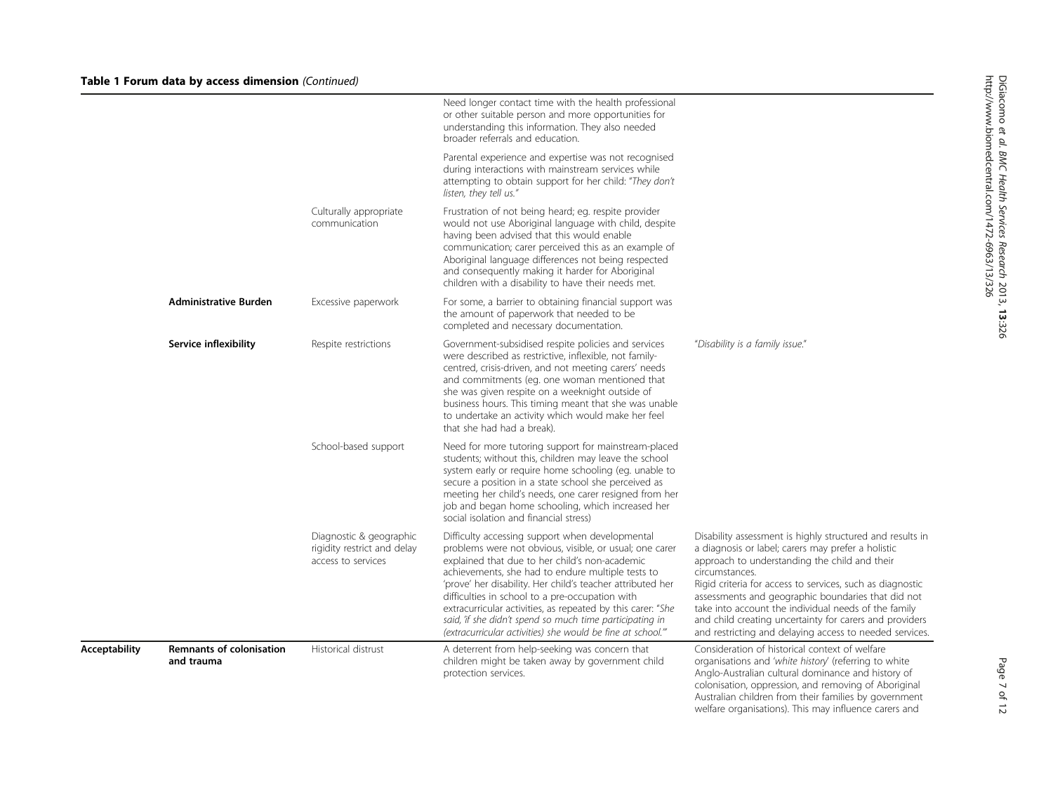**Table 1 Forum data by access dimension** *(Continued)*

| | | | | |
|---|---|---|---|---|
| | | | Need longer contact time with the health professional or other suitable person and more opportunities for understanding this information. They also needed broader referrals and education. | |
| | | | Parental experience and expertise was not recognised during interactions with mainstream services while attempting to obtain support for her child: "*They don't listen, they tell us.*" | |
| | | Culturally appropriate communication | Frustration of not being heard; eg. respite provider would not use Aboriginal language with child, despite having been advised that this would enable communication; carer perceived this as an example of Aboriginal language differences not being respected and consequently making it harder for Aboriginal children with a disability to have their needs met. | |
| | **Administrative Burden** | Excessive paperwork | For some, a barrier to obtaining financial support was the amount of paperwork that needed to be completed and necessary documentation. | |
| | **Service inflexibility** | Respite restrictions | Government-subsidised respite policies and services were described as restrictive, inflexible, not family-centred, crisis-driven, and not meeting carers' needs and commitments (eg. one woman mentioned that she was given respite on a weeknight outside of business hours. This timing meant that she was unable to undertake an activity which would make her feel that she had had a break). | "*Disability is a family issue.*" |
| | | School-based support | Need for more tutoring support for mainstream-placed students; without this, children may leave the school system early or require home schooling (eg. unable to secure a position in a state school she perceived as meeting her child's needs, one carer resigned from her job and began home schooling, which increased her social isolation and financial stress) | |
| | | Diagnostic & geographic rigidity restrict and delay access to services | Difficulty accessing support when developmental problems were not obvious, visible, or usual; one carer explained that due to her child's non-academic achievements, she had to endure multiple tests to 'prove' her disability. Her child's teacher attributed her difficulties in school to a pre-occupation with extracurricular activities, as repeated by this carer: "*She said, 'if she didn't spend so much time participating in (extracurricular activities) she would be fine at school.'*" | Disability assessment is highly structured and results in a diagnosis or label; carers may prefer a holistic approach to understanding the child and their circumstances. Rigid criteria for access to services, such as diagnostic assessments and geographic boundaries that did not take into account the individual needs of the family and child creating uncertainty for carers and providers and restricting and delaying access to needed services. |
| **Acceptability** | **Remnants of colonisation and trauma** | Historical distrust | A deterrent from help-seeking was concern that children might be taken away by government child protection services. | Consideration of historical context of welfare organisations and '*white history*' (referring to white Anglo-Australian cultural dominance and history of colonisation, oppression, and removing of Aboriginal Australian children from their families by government welfare organisations). This may influence carers and |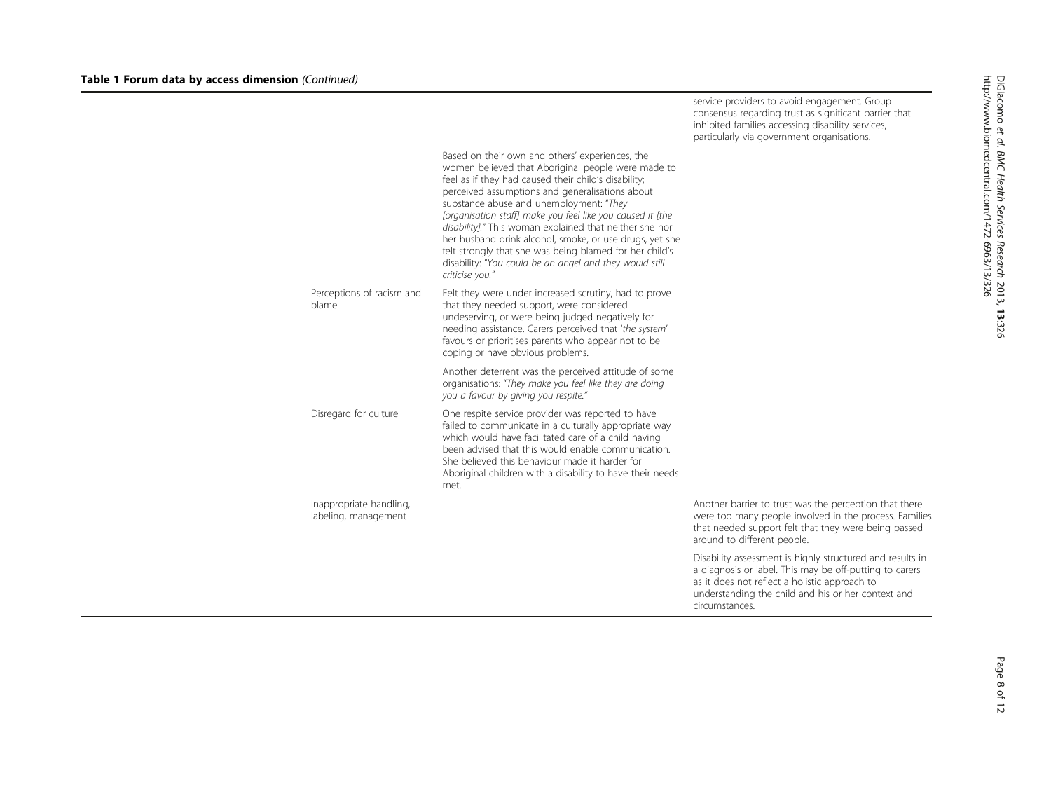**Table 1 Forum data by access dimension** *(Continued)*

| | | | |
|---|---|---|---|
| | | | service providers to avoid engagement. Group consensus regarding trust as significant barrier that inhibited families accessing disability services, particularly via government organisations. |
| | | Based on their own and others' experiences, the women believed that Aboriginal people were made to feel as if they had caused their child's disability; perceived assumptions and generalisations about substance abuse and unemployment: "*They [organisation staff] make you feel like you caused it [the disability].*" This woman explained that neither she nor her husband drink alcohol, smoke, or use drugs, yet she felt strongly that she was being blamed for her child's disability: "*You could be an angel and they would still criticise you.*" | |
| | Perceptions of racism and blame | Felt they were under increased scrutiny, had to prove that they needed support, were considered undeserving, or were being judged negatively for needing assistance. Carers perceived that '*the system*' favours or prioritises parents who appear not to be coping or have obvious problems. | |
| | | Another deterrent was the perceived attitude of some organisations: "*They make you feel like they are doing you a favour by giving you respite.*" | |
| | Disregard for culture | One respite service provider was reported to have failed to communicate in a culturally appropriate way which would have facilitated care of a child having been advised that this would enable communication. She believed this behaviour made it harder for Aboriginal children with a disability to have their needs met. | |
| | Inappropriate handling, labeling, management | | Another barrier to trust was the perception that there were too many people involved in the process. Families that needed support felt that they were being passed around to different people. |
| | | | Disability assessment is highly structured and results in a diagnosis or label. This may be off-putting to carers as it does not reflect a holistic approach to understanding the child and his or her context and circumstances. |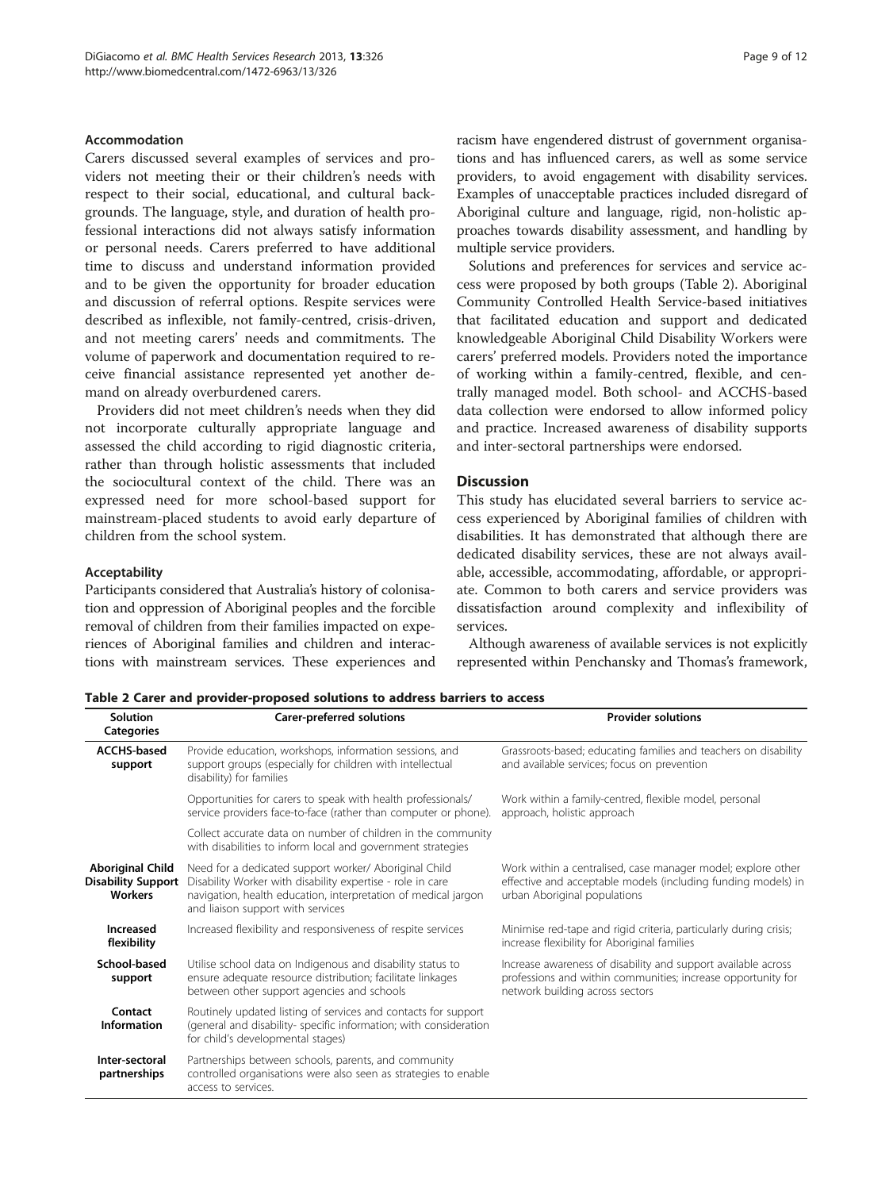### Accommodation

Carers discussed several examples of services and providers not meeting their or their children's needs with respect to their social, educational, and cultural backgrounds. The language, style, and duration of health professional interactions did not always satisfy information or personal needs. Carers preferred to have additional time to discuss and understand information provided and to be given the opportunity for broader education and discussion of referral options. Respite services were described as inflexible, not family-centred, crisis-driven, and not meeting carers' needs and commitments. The volume of paperwork and documentation required to receive financial assistance represented yet another demand on already overburdened carers.

Providers did not meet children's needs when they did not incorporate culturally appropriate language and assessed the child according to rigid diagnostic criteria, rather than through holistic assessments that included the sociocultural context of the child. There was an expressed need for more school-based support for mainstream-placed students to avoid early departure of children from the school system.

### Acceptability

Participants considered that Australia's history of colonisation and oppression of Aboriginal peoples and the forcible removal of children from their families impacted on experiences of Aboriginal families and children and interactions with mainstream services. These experiences and racism have engendered distrust of government organisations and has influenced carers, as well as some service providers, to avoid engagement with disability services. Examples of unacceptable practices included disregard of Aboriginal culture and language, rigid, non-holistic approaches towards disability assessment, and handling by multiple service providers.

Solutions and preferences for services and service access were proposed by both groups (Table 2). Aboriginal Community Controlled Health Service-based initiatives that facilitated education and support and dedicated knowledgeable Aboriginal Child Disability Workers were carers' preferred models. Providers noted the importance of working within a family-centred, flexible, and centrally managed model. Both school- and ACCHS-based data collection were endorsed to allow informed policy and practice. Increased awareness of disability supports and inter-sectoral partnerships were endorsed.

## Discussion

This study has elucidated several barriers to service access experienced by Aboriginal families of children with disabilities. It has demonstrated that although there are dedicated disability services, these are not always available, accessible, accommodating, affordable, or appropriate. Common to both carers and service providers was dissatisfaction around complexity and inflexibility of services.

Although awareness of available services is not explicitly represented within Penchansky and Thomas's framework,

**Table 2 Carer and provider-proposed solutions to address barriers to access**

| Solution Categories | Carer-preferred solutions | Provider solutions |
|---|---|---|
| **ACCHS-based support** | Provide education, workshops, information sessions, and support groups (especially for children with intellectual disability) for families | Grassroots-based; educating families and teachers on disability and available services; focus on prevention |
| | Opportunities for carers to speak with health professionals/ service providers face-to-face (rather than computer or phone). | Work within a family-centred, flexible model, personal approach, holistic approach |
| | Collect accurate data on number of children in the community with disabilities to inform local and government strategies | |
| **Aboriginal Child Disability Support Workers** | Need for a dedicated support worker/ Aboriginal Child Disability Worker with disability expertise - role in care navigation, health education, interpretation of medical jargon and liaison support with services | Work within a centralised, case manager model; explore other effective and acceptable models (including funding models) in urban Aboriginal populations |
| **Increased flexibility** | Increased flexibility and responsiveness of respite services | Minimise red-tape and rigid criteria, particularly during crisis; increase flexibility for Aboriginal families |
| **School-based support** | Utilise school data on Indigenous and disability status to ensure adequate resource distribution; facilitate linkages between other support agencies and schools | Increase awareness of disability and support available across professions and within communities; increase opportunity for network building across sectors |
| **Contact Information** | Routinely updated listing of services and contacts for support (general and disability- specific information; with consideration for child's developmental stages) | |
| **Inter-sectoral partnerships** | Partnerships between schools, parents, and community controlled organisations were also seen as strategies to enable access to services. | |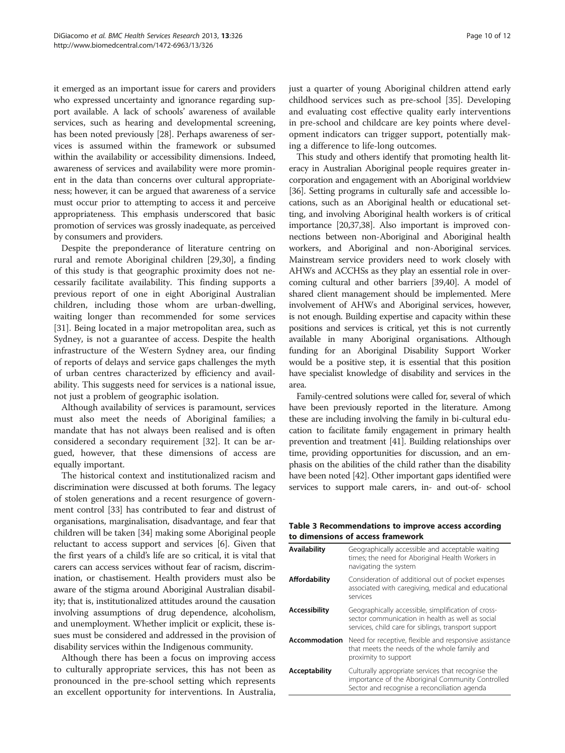it emerged as an important issue for carers and providers who expressed uncertainty and ignorance regarding support available. A lack of schools' awareness of available services, such as hearing and developmental screening, has been noted previously [28]. Perhaps awareness of services is assumed within the framework or subsumed within the availability or accessibility dimensions. Indeed, awareness of services and availability were more prominent in the data than concerns over cultural appropriateness; however, it can be argued that awareness of a service must occur prior to attempting to access it and perceive appropriateness. This emphasis underscored that basic promotion of services was grossly inadequate, as perceived by consumers and providers.

Despite the preponderance of literature centring on rural and remote Aboriginal children [29,30], a finding of this study is that geographic proximity does not necessarily facilitate availability. This finding supports a previous report of one in eight Aboriginal Australian children, including those whom are urban-dwelling, waiting longer than recommended for some services [31]. Being located in a major metropolitan area, such as Sydney, is not a guarantee of access. Despite the health infrastructure of the Western Sydney area, our finding of reports of delays and service gaps challenges the myth of urban centres characterized by efficiency and availability. This suggests need for services is a national issue, not just a problem of geographic isolation.

Although availability of services is paramount, services must also meet the needs of Aboriginal families; a mandate that has not always been realised and is often considered a secondary requirement [32]. It can be argued, however, that these dimensions of access are equally important.

The historical context and institutionalized racism and discrimination were discussed at both forums. The legacy of stolen generations and a recent resurgence of government control [33] has contributed to fear and distrust of organisations, marginalisation, disadvantage, and fear that children will be taken [34] making some Aboriginal people reluctant to access support and services [6]. Given that the first years of a child's life are so critical, it is vital that carers can access services without fear of racism, discrimination, or chastisement. Health providers must also be aware of the stigma around Aboriginal Australian disability; that is, institutionalized attitudes around the causation involving assumptions of drug dependence, alcoholism, and unemployment. Whether implicit or explicit, these issues must be considered and addressed in the provision of disability services within the Indigenous community.

Although there has been a focus on improving access to culturally appropriate services, this has not been as pronounced in the pre-school setting which represents an excellent opportunity for interventions. In Australia, just a quarter of young Aboriginal children attend early childhood services such as pre-school [35]. Developing and evaluating cost effective quality early interventions in pre-school and childcare are key points where development indicators can trigger support, potentially making a difference to life-long outcomes.

This study and others identify that promoting health literacy in Australian Aboriginal people requires greater incorporation and engagement with an Aboriginal worldview [36]. Setting programs in culturally safe and accessible locations, such as an Aboriginal health or educational setting, and involving Aboriginal health workers is of critical importance [20,37,38]. Also important is improved connections between non-Aboriginal and Aboriginal health workers, and Aboriginal and non-Aboriginal services. Mainstream service providers need to work closely with AHWs and ACCHSs as they play an essential role in overcoming cultural and other barriers [39,40]. A model of shared client management should be implemented. Mere involvement of AHWs and Aboriginal services, however, is not enough. Building expertise and capacity within these positions and services is critical, yet this is not currently available in many Aboriginal organisations. Although funding for an Aboriginal Disability Support Worker would be a positive step, it is essential that this position have specialist knowledge of disability and services in the area.

Family-centred solutions were called for, several of which have been previously reported in the literature. Among these are including involving the family in bi-cultural education to facilitate family engagement in primary health prevention and treatment [41]. Building relationships over time, providing opportunities for discussion, and an emphasis on the abilities of the child rather than the disability have been noted [42]. Other important gaps identified were services to support male carers, in- and out-of- school

**Table 3 Recommendations to improve access according to dimensions of access framework**

| | |
|---|---|
| **Availability** | Geographically accessible and acceptable waiting times; the need for Aboriginal Health Workers in navigating the system |
| **Affordability** | Consideration of additional out of pocket expenses associated with caregiving, medical and educational services |
| **Accessibility** | Geographically accessible, simplification of cross-sector communication in health as well as social services, child care for siblings, transport support |
| **Accommodation** | Need for receptive, flexible and responsive assistance that meets the needs of the whole family and proximity to support |
| **Acceptability** | Culturally appropriate services that recognise the importance of the Aboriginal Community Controlled Sector and recognise a reconciliation agenda |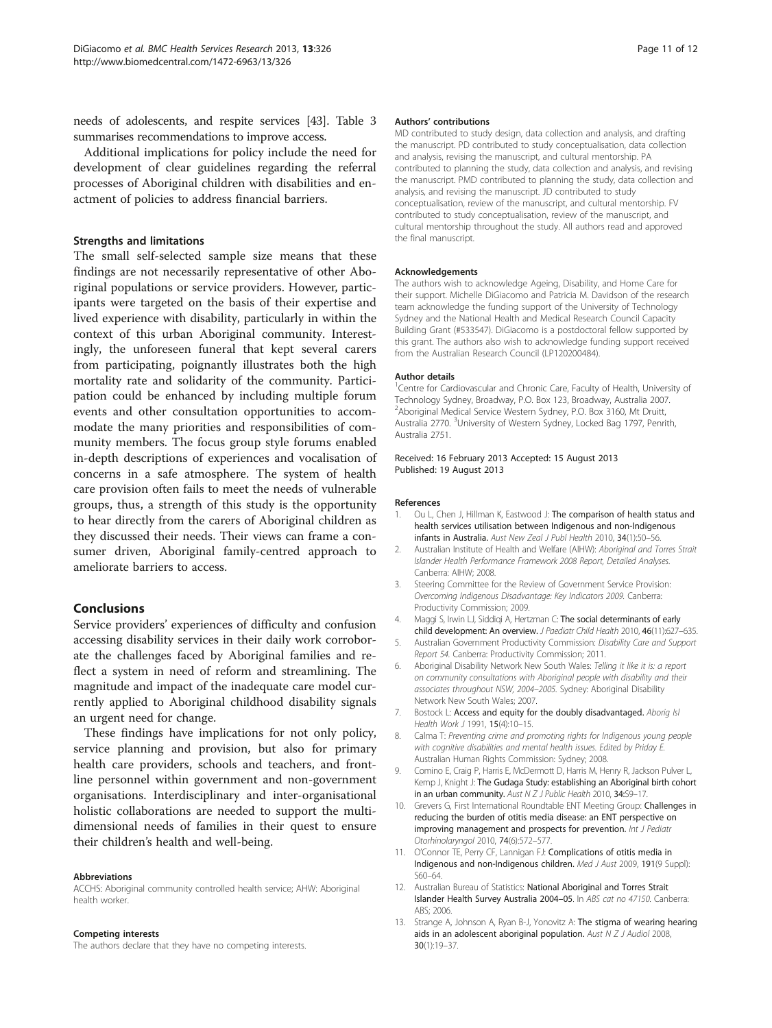needs of adolescents, and respite services [43]. Table 3 summarises recommendations to improve access.

Additional implications for policy include the need for development of clear guidelines regarding the referral processes of Aboriginal children with disabilities and enactment of policies to address financial barriers.

### Strengths and limitations

The small self-selected sample size means that these findings are not necessarily representative of other Aboriginal populations or service providers. However, participants were targeted on the basis of their expertise and lived experience with disability, particularly in within the context of this urban Aboriginal community. Interestingly, the unforeseen funeral that kept several carers from participating, poignantly illustrates both the high mortality rate and solidarity of the community. Participation could be enhanced by including multiple forum events and other consultation opportunities to accommodate the many priorities and responsibilities of community members. The focus group style forums enabled in-depth descriptions of experiences and vocalisation of concerns in a safe atmosphere. The system of health care provision often fails to meet the needs of vulnerable groups, thus, a strength of this study is the opportunity to hear directly from the carers of Aboriginal children as they discussed their needs. Their views can frame a consumer driven, Aboriginal family-centred approach to ameliorate barriers to access.

## Conclusions

Service providers' experiences of difficulty and confusion accessing disability services in their daily work corroborate the challenges faced by Aboriginal families and reflect a system in need of reform and streamlining. The magnitude and impact of the inadequate care model currently applied to Aboriginal childhood disability signals an urgent need for change.

These findings have implications for not only policy, service planning and provision, but also for primary health care providers, schools and teachers, and frontline personnel within government and non-government organisations. Interdisciplinary and inter-organisational holistic collaborations are needed to support the multidimensional needs of families in their quest to ensure their children's health and well-being.

#### Abbreviations

ACCHS: Aboriginal community controlled health service; AHW: Aboriginal health worker.

#### Competing interests

The authors declare that they have no competing interests.

#### Authors' contributions

MD contributed to study design, data collection and analysis, and drafting the manuscript. PD contributed to study conceptualisation, data collection and analysis, revising the manuscript, and cultural mentorship. PA contributed to planning the study, data collection and analysis, and revising the manuscript. PMD contributed to planning the study, data collection and analysis, and revising the manuscript. JD contributed to study conceptualisation, review of the manuscript, and cultural mentorship. FV contributed to study conceptualisation, review of the manuscript, and cultural mentorship throughout the study. All authors read and approved the final manuscript.

#### Acknowledgements

The authors wish to acknowledge Ageing, Disability, and Home Care for their support. Michelle DiGiacomo and Patricia M. Davidson of the research team acknowledge the funding support of the University of Technology Sydney and the National Health and Medical Research Council Capacity Building Grant (#533547). DiGiacomo is a postdoctoral fellow supported by this grant. The authors also wish to acknowledge funding support received from the Australian Research Council (LP120200484).

#### Author details

[1]Centre for Cardiovascular and Chronic Care, Faculty of Health, University of Technology Sydney, Broadway, P.O. Box 123, Broadway, Australia 2007. [2]Aboriginal Medical Service Western Sydney, P.O. Box 3160, Mt Druitt, Australia 2770. [3]University of Western Sydney, Locked Bag 1797, Penrith, Australia 2751.

Received: 16 February 2013 Accepted: 15 August 2013
Published: 19 August 2013

#### References

1. Ou L, Chen J, Hillman K, Eastwood J: **The comparison of health status and health services utilisation between Indigenous and non-Indigenous infants in Australia.** *Aust New Zeal J Publ Health* 2010, **34**(1):50–56.
2. Australian Institute of Health and Welfare (AIHW): *Aboriginal and Torres Strait Islander Health Performance Framework 2008 Report, Detailed Analyses.* Canberra: AIHW; 2008.
3. Steering Committee for the Review of Government Service Provision: *Overcoming Indigenous Disadvantage: Key Indicators 2009.* Canberra: Productivity Commission; 2009.
4. Maggi S, Irwin LJ, Siddiqi A, Hertzman C: **The social determinants of early child development: An overview.** *J Paediatr Child Health* 2010, **46**(11):627–635.
5. Australian Government Productivity Commission: *Disability Care and Support Report 54.* Canberra: Productivity Commission; 2011.
6. Aboriginal Disability Network New South Wales: *Telling it like it is: a report on community consultations with Aboriginal people with disability and their associates throughout NSW, 2004–2005.* Sydney: Aboriginal Disability Network New South Wales; 2007.
7. Bostock L: **Access and equity for the doubly disadvantaged.** *Aborig Isl Health Work J* 1991, **15**(4):10–15.
8. Calma T: *Preventing crime and promoting rights for Indigenous young people with cognitive disabilities and mental health issues. Edited by Priday E.* Australian Human Rights Commission: Sydney; 2008.
9. Comino E, Craig P, Harris E, McDermott D, Harris M, Henry R, Jackson Pulver L, Kemp J, Knight J: **The Gudaga Study: establishing an Aboriginal birth cohort in an urban community.** *Aust N Z J Public Health* 2010, **34:**S9–17.
10. Grevers G, First International Roundtable ENT Meeting Group: **Challenges in reducing the burden of otitis media disease: an ENT perspective on improving management and prospects for prevention.** *Int J Pediatr Otorhinolaryngol* 2010, **74**(6):572–577.
11. O'Connor TE, Perry CF, Lannigan FJ: **Complications of otitis media in Indigenous and non-Indigenous children.** *Med J Aust* 2009, **191**(9 Suppl): S60–64.
12. Australian Bureau of Statistics: **National Aboriginal and Torres Strait Islander Health Survey Australia 2004–05.** In *ABS cat no 47150.* Canberra: ABS; 2006.
13. Strange A, Johnson A, Ryan B-J, Yonovitz A: **The stigma of wearing hearing aids in an adolescent aboriginal population.** *Aust N Z J Audiol* 2008, **30**(1):19–37.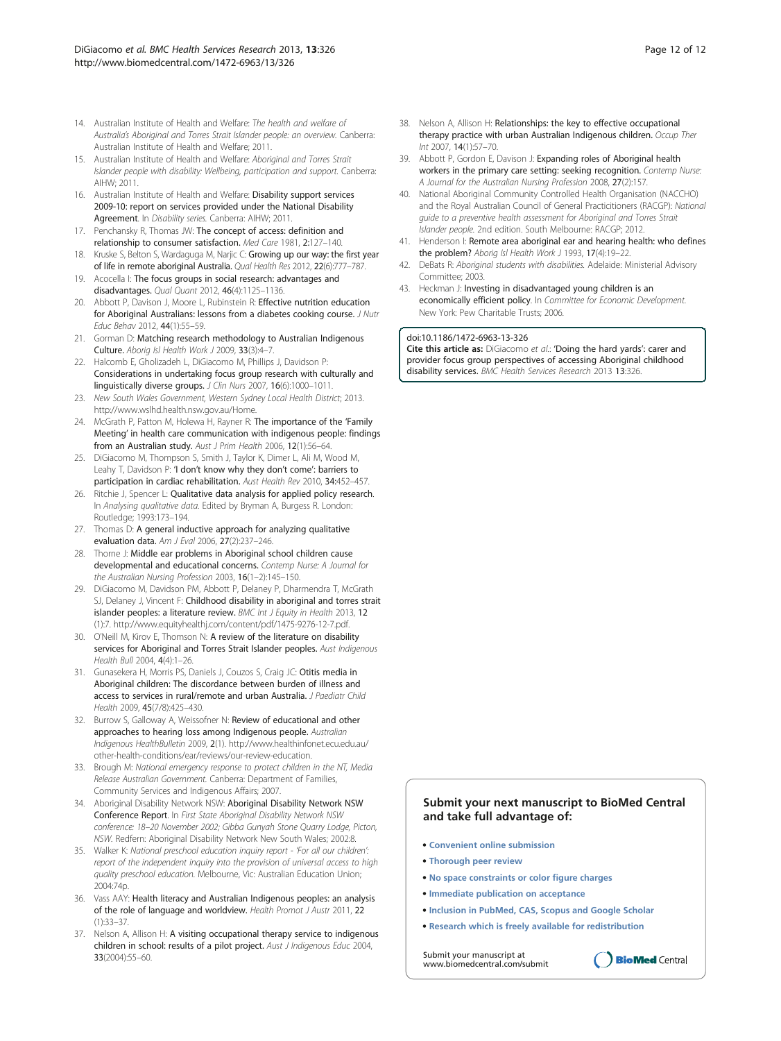14. Australian Institute of Health and Welfare: *The health and welfare of Australia's Aboriginal and Torres Strait Islander people: an overview*. Canberra: Australian Institute of Health and Welfare; 2011.
15. Australian Institute of Health and Welfare: *Aboriginal and Torres Strait Islander people with disability: Wellbeing, participation and support*. Canberra: AIHW; 2011.
16. Australian Institute of Health and Welfare: **Disability support services 2009-10: report on services provided under the National Disability Agreement**. In *Disability series*. Canberra: AIHW; 2011.
17. Penchansky R, Thomas JW: **The concept of access: definition and relationship to consumer satisfaction.** *Med Care* 1981, **2**:127–140.
18. Kruske S, Belton S, Wardaguga M, Narjic C: **Growing up our way: the first year of life in remote aboriginal Australia.** *Qual Health Res* 2012, **22**(6):777–787.
19. Acocella I: **The focus groups in social research: advantages and disadvantages.** *Qual Quant* 2012, **46**(4):1125–1136.
20. Abbott P, Davison J, Moore L, Rubinstein R: **Effective nutrition education for Aboriginal Australians: lessons from a diabetes cooking course.** *J Nutr Educ Behav* 2012, **44**(1):55–59.
21. Gorman D: **Matching research methodology to Australian Indigenous Culture.** *Aborig Isl Health Work J* 2009, **33**(3):4–7.
22. Halcomb E, Gholizadeh L, DiGiacomo M, Phillips J, Davidson P: **Considerations in undertaking focus group research with culturally and linguistically diverse groups.** *J Clin Nurs* 2007, **16**(6):1000–1011.
23. *New South Wales Government, Western Sydney Local Health District*; 2013. http://www.wslhd.health.nsw.gov.au/Home.
24. McGrath P, Patton M, Holewa H, Rayner R: **The importance of the 'Family Meeting' in health care communication with indigenous people: findings from an Australian study.** *Aust J Prim Health* 2006, **12**(1):56–64.
25. DiGiacomo M, Thompson S, Smith J, Taylor K, Dimer L, Ali M, Wood M, Leahy T, Davidson P: **'I don't know why they don't come': barriers to participation in cardiac rehabilitation.** *Aust Health Rev* 2010, **34**:452–457.
26. Ritchie J, Spencer L: **Qualitative data analysis for applied policy research.** In *Analysing qualitative data*. Edited by Bryman A, Burgess R. London: Routledge; 1993:173–194.
27. Thomas D: **A general inductive approach for analyzing qualitative evaluation data.** *Am J Eval* 2006, **27**(2):237–246.
28. Thorne J: **Middle ear problems in Aboriginal school children cause developmental and educational concerns.** *Contemp Nurse: A Journal for the Australian Nursing Profession* 2003, **16**(1–2):145–150.
29. DiGiacomo M, Davidson PM, Abbott P, Delaney P, Dharmendra T, McGrath SJ, Delaney J, Vincent F: **Childhood disability in aboriginal and torres strait islander peoples: a literature review.** *BMC Int J Equity in Health* 2013, **12** (1):7. http://www.equityhealthj.com/content/pdf/1475-9276-12-7.pdf.
30. O'Neill M, Kirov E, Thomson N: **A review of the literature on disability services for Aboriginal and Torres Strait Islander peoples.** *Aust Indigenous Health Bull* 2004, **4**(4):1–26.
31. Gunasekera H, Morris PS, Daniels J, Couzos S, Craig JC: **Otitis media in Aboriginal children: The discordance between burden of illness and access to services in rural/remote and urban Australia.** *J Paediatr Child Health* 2009, **45**(7/8):425–430.
32. Burrow S, Galloway A, Weissofner N: **Review of educational and other approaches to hearing loss among Indigenous people.** *Australian Indigenous HealthBulletin* 2009, **2**(1). http://www.healthinfonet.ecu.edu.au/other-health-conditions/ear/reviews/our-review-education.
33. Brough M: *National emergency response to protect children in the NT, Media Release Australian Government*. Canberra: Department of Families, Community Services and Indigenous Affairs; 2007.
34. Aboriginal Disability Network NSW: **Aboriginal Disability Network NSW Conference Report**. In *First State Aboriginal Disability Network NSW conference: 18–20 November 2002; Gibba Gunyah Stone Quarry Lodge, Picton, NSW*. Redfern: Aboriginal Disability Network New South Wales; 2002:8.
35. Walker K: *National preschool education inquiry report - 'For all our children': report of the independent inquiry into the provision of universal access to high quality preschool education*. Melbourne, Vic: Australian Education Union; 2004:74p.
36. Vass AAY: **Health literacy and Australian Indigenous peoples: an analysis of the role of language and worldview.** *Health Promot J Austr* 2011, **22** (1):33–37.
37. Nelson A, Allison H: **A visiting occupational therapy service to indigenous children in school: results of a pilot project.** *Aust J Indigenous Educ* 2004, **33**(2004):55–60.
38. Nelson A, Allison H: **Relationships: the key to effective occupational therapy practice with urban Australian Indigenous children.** *Occup Ther Int* 2007, **14**(1):57–70.
39. Abbott P, Gordon E, Davison J: **Expanding roles of Aboriginal health workers in the primary care setting: seeking recognition.** *Contemp Nurse: A Journal for the Australian Nursing Profession* 2008, **27**(2):157.
40. National Aboriginal Community Controlled Health Organisation (NACCHO) and the Royal Australian Council of General Practicitioners (RACGP): *National guide to a preventive health assessment for Aboriginal and Torres Strait Islander people*. 2nd edition. South Melbourne: RACGP; 2012.
41. Henderson I: **Remote area aboriginal ear and hearing health: who defines the problem?** *Aborig Isl Health Work J* 1993, **17**(4):19–22.
42. DeBats R: *Aboriginal students with disabilities*. Adelaide: Ministerial Advisory Committee; 2003.
43. Heckman J: **Investing in disadvantaged young children is an economically efficient policy**. In *Committee for Economic Development*. New York: Pew Charitable Trusts; 2006.

doi:10.1186/1472-6963-13-326

**Cite this article as:** DiGiacomo *et al.*: 'Doing the hard yards': carer and provider focus group perspectives of accessing Aboriginal childhood disability services. *BMC Health Services Research* 2013 **13**:326.

**Submit your next manuscript to BioMed Central and take full advantage of:**

- **Convenient online submission**
- **Thorough peer review**
- **No space constraints or color figure charges**
- **Immediate publication on acceptance**
- **Inclusion in PubMed, CAS, Scopus and Google Scholar**
- **Research which is freely available for redistribution**

Submit your manuscript at
www.biomedcentral.com/submit

BioMed Central